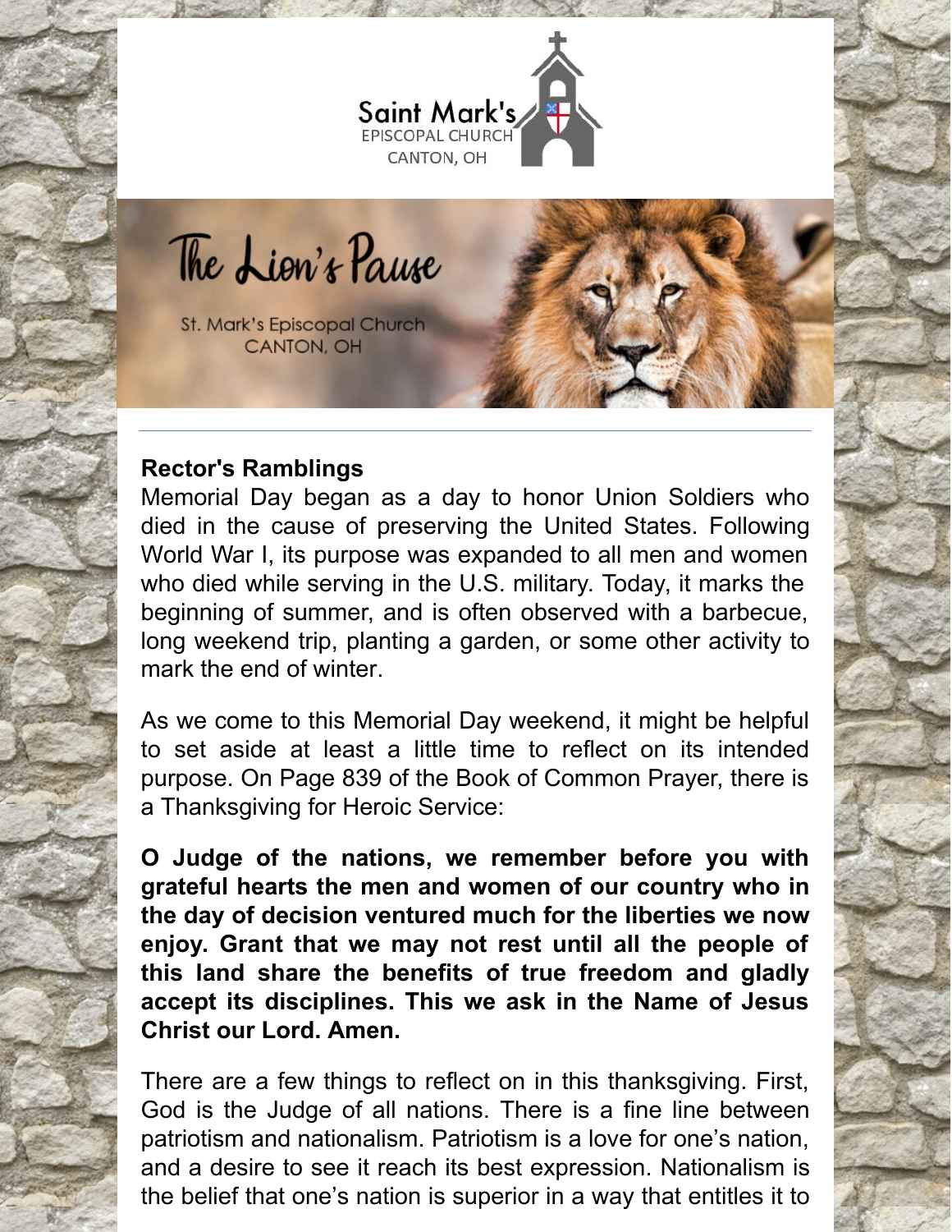Saint Mark's
EPISCOPAL CHURCH
CANTON, OH

# The Lion's Pause

St. Mark's Episcopal Church
CANTON, OH

---

**Rector's Ramblings**

Memorial Day began as a day to honor Union Soldiers who died in the cause of preserving the United States. Following World War I, its purpose was expanded to all men and women who died while serving in the U.S. military. Today, it marks the beginning of summer, and is often observed with a barbecue, long weekend trip, planting a garden, or some other activity to mark the end of winter.

As we come to this Memorial Day weekend, it might be helpful to set aside at least a little time to reflect on its intended purpose. On Page 839 of the Book of Common Prayer, there is a Thanksgiving for Heroic Service:

**O Judge of the nations, we remember before you with grateful hearts the men and women of our country who in the day of decision ventured much for the liberties we now enjoy. Grant that we may not rest until all the people of this land share the benefits of true freedom and gladly accept its disciplines. This we ask in the Name of Jesus Christ our Lord. Amen.**

There are a few things to reflect on in this thanksgiving. First, God is the Judge of all nations. There is a fine line between patriotism and nationalism. Patriotism is a love for one's nation, and a desire to see it reach its best expression. Nationalism is the belief that one's nation is superior in a way that entitles it to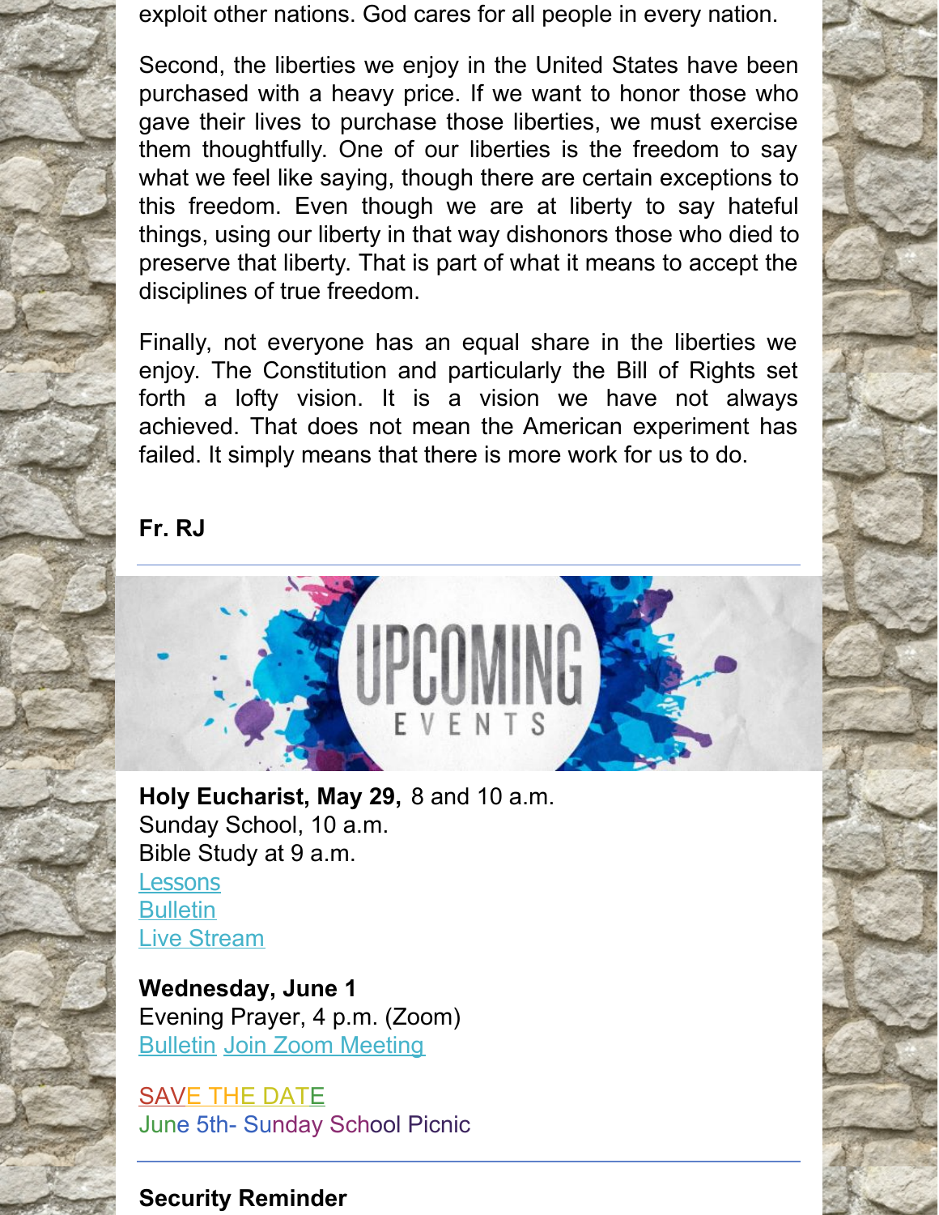exploit other nations. God cares for all people in every nation.

Second, the liberties we enjoy in the United States have been purchased with a heavy price. If we want to honor those who gave their lives to purchase those liberties, we must exercise them thoughtfully. One of our liberties is the freedom to say what we feel like saying, though there are certain exceptions to this freedom. Even though we are at liberty to say hateful things, using our liberty in that way dishonors those who died to preserve that liberty. That is part of what it means to accept the disciplines of true freedom.

Finally, not everyone has an equal share in the liberties we enjoy. The Constitution and particularly the Bill of Rights set forth a lofty vision. It is a vision we have not always achieved. That does not mean the American experiment has failed. It simply means that there is more work for us to do.

**Fr. RJ**

---

UPCOMING EVENTS

**Holy Eucharist, May 29,** 8 and 10 a.m.
Sunday School, 10 a.m.
Bible Study at 9 a.m.
Lessons
Bulletin
Live Stream

**Wednesday, June 1**
Evening Prayer, 4 p.m. (Zoom)
Bulletin Join Zoom Meeting

SAVE THE DATE
June 5th- Sunday School Picnic

---

**Security Reminder**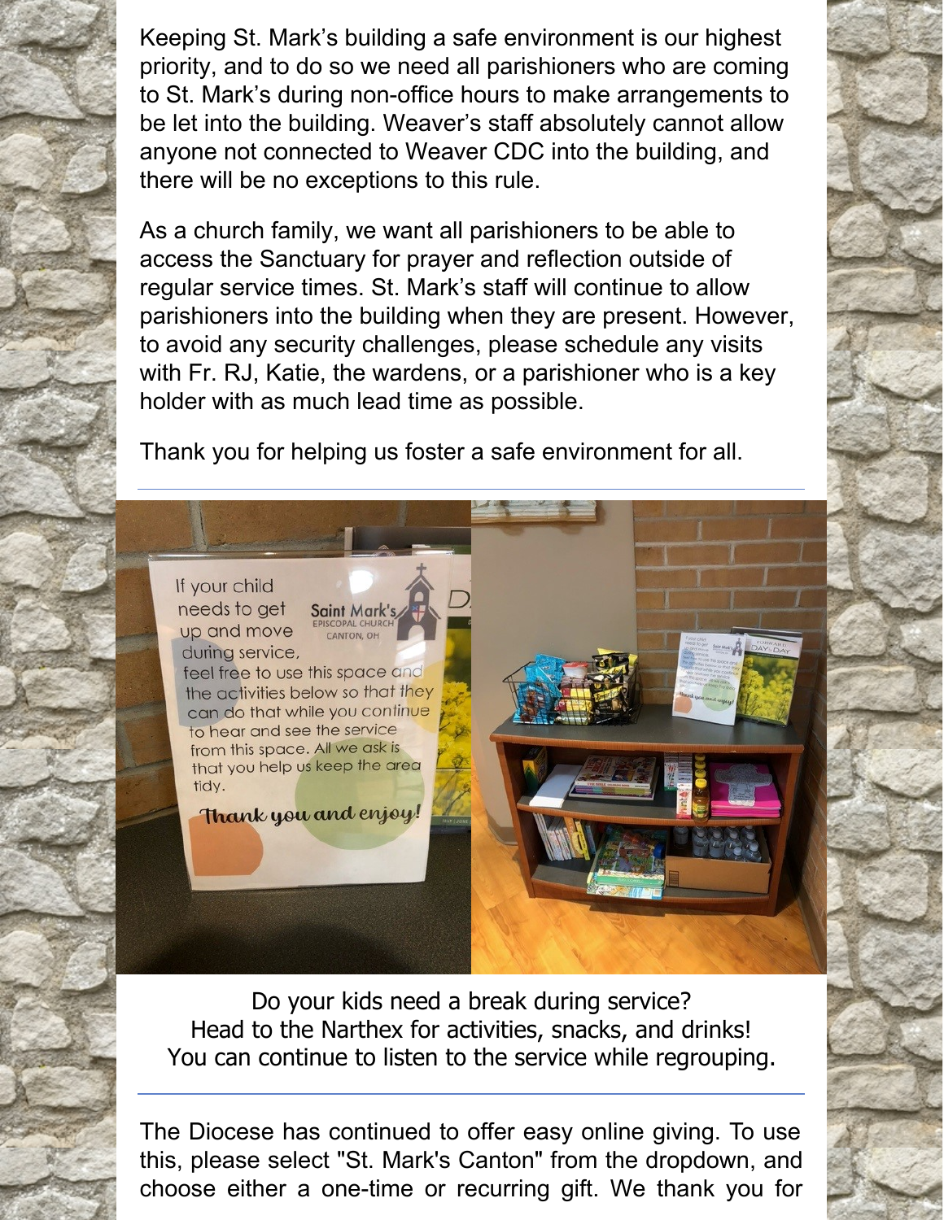Keeping St. Mark's building a safe environment is our highest priority, and to do so we need all parishioners who are coming to St. Mark's during non-office hours to make arrangements to be let into the building. Weaver's staff absolutely cannot allow anyone not connected to Weaver CDC into the building, and there will be no exceptions to this rule.

As a church family, we want all parishioners to be able to access the Sanctuary for prayer and reflection outside of regular service times. St. Mark's staff will continue to allow parishioners into the building when they are present. However, to avoid any security challenges, please schedule any visits with Fr. RJ, Katie, the wardens, or a parishioner who is a key holder with as much lead time as possible.

Thank you for helping us foster a safe environment for all.

---

Do your kids need a break during service?
Head to the Narthex for activities, snacks, and drinks!
You can continue to listen to the service while regrouping.

---

The Diocese has continued to offer easy online giving. To use this, please select "St. Mark's Canton" from the dropdown, and choose either a one-time or recurring gift. We thank you for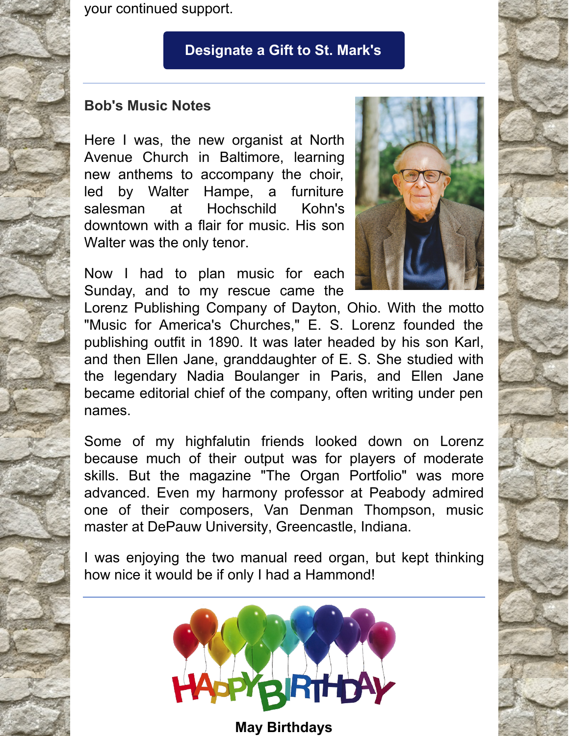your continued support.

**Designate a Gift to St. Mark's**

---

**Bob's Music Notes**

Here I was, the new organist at North Avenue Church in Baltimore, learning new anthems to accompany the choir, led by Walter Hampe, a furniture salesman at Hochschild Kohn's downtown with a flair for music. His son Walter was the only tenor.

Now I had to plan music for each Sunday, and to my rescue came the Lorenz Publishing Company of Dayton, Ohio. With the motto "Music for America's Churches," E. S. Lorenz founded the publishing outfit in 1890. It was later headed by his son Karl, and then Ellen Jane, granddaughter of E. S. She studied with the legendary Nadia Boulanger in Paris, and Ellen Jane became editorial chief of the company, often writing under pen names.

Some of my highfalutin friends looked down on Lorenz because much of their output was for players of moderate skills. But the magazine "The Organ Portfolio" was more advanced. Even my harmony professor at Peabody admired one of their composers, Van Denman Thompson, music master at DePauw University, Greencastle, Indiana.

I was enjoying the two manual reed organ, but kept thinking how nice it would be if only I had a Hammond!

---

**May Birthdays**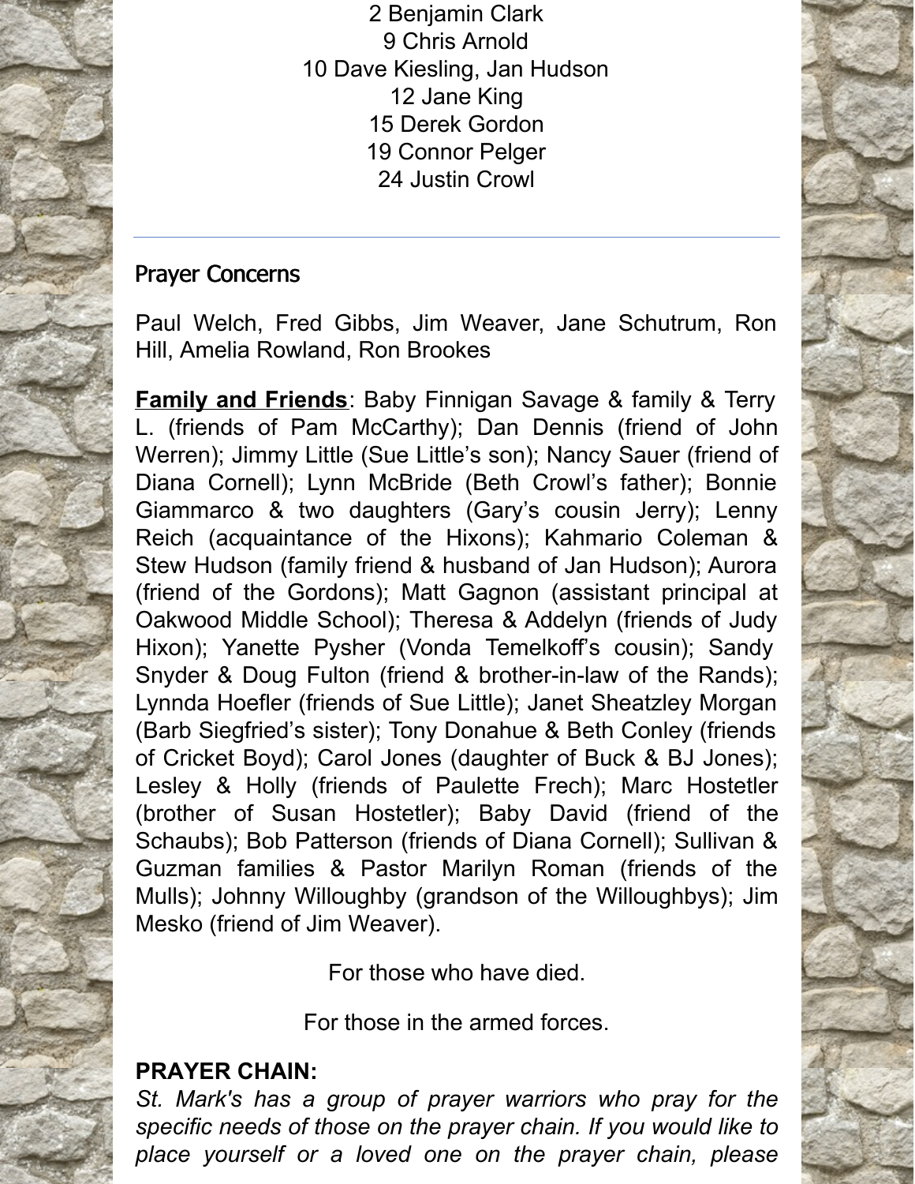2 Benjamin Clark
9 Chris Arnold
10 Dave Kiesling, Jan Hudson
12 Jane King
15 Derek Gordon
19 Connor Pelger
24 Justin Crowl

---

## Prayer Concerns

Paul Welch, Fred Gibbs, Jim Weaver, Jane Schutrum, Ron Hill, Amelia Rowland, Ron Brookes

**Family and Friends**: Baby Finnigan Savage & family & Terry L. (friends of Pam McCarthy); Dan Dennis (friend of John Werren); Jimmy Little (Sue Little's son); Nancy Sauer (friend of Diana Cornell); Lynn McBride (Beth Crowl's father); Bonnie Giammarco & two daughters (Gary's cousin Jerry); Lenny Reich (acquaintance of the Hixons); Kahmario Coleman & Stew Hudson (family friend & husband of Jan Hudson); Aurora (friend of the Gordons); Matt Gagnon (assistant principal at Oakwood Middle School); Theresa & Addelyn (friends of Judy Hixon); Yanette Pysher (Vonda Temelkoff's cousin); Sandy Snyder & Doug Fulton (friend & brother-in-law of the Rands); Lynnda Hoefler (friends of Sue Little); Janet Sheatzley Morgan (Barb Siegfried's sister); Tony Donahue & Beth Conley (friends of Cricket Boyd); Carol Jones (daughter of Buck & BJ Jones); Lesley & Holly (friends of Paulette Frech); Marc Hostetler (brother of Susan Hostetler); Baby David (friend of the Schaubs); Bob Patterson (friends of Diana Cornell); Sullivan & Guzman families & Pastor Marilyn Roman (friends of the Mulls); Johnny Willoughby (grandson of the Willoughbys); Jim Mesko (friend of Jim Weaver).

For those who have died.

For those in the armed forces.

**PRAYER CHAIN:**

*St. Mark's has a group of prayer warriors who pray for the specific needs of those on the prayer chain. If you would like to place yourself or a loved one on the prayer chain, please*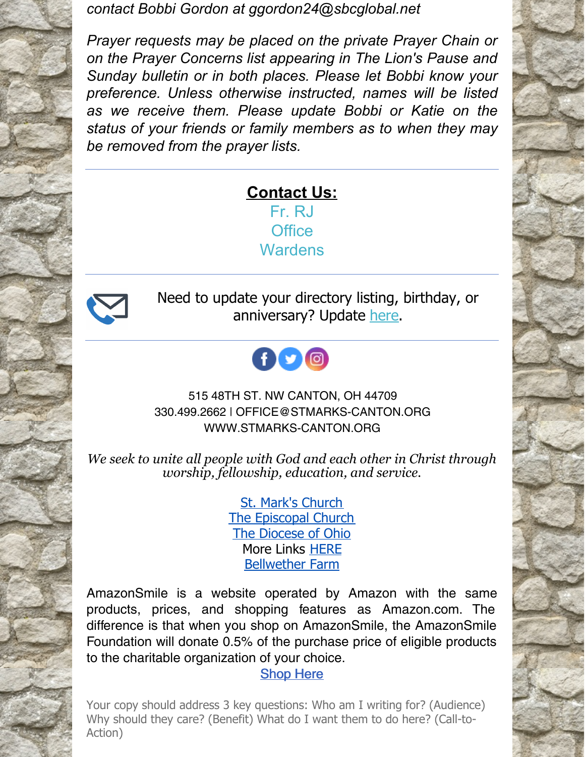*contact Bobbi Gordon at ggordon24@sbcglobal.net*

*Prayer requests may be placed on the private Prayer Chain or on the Prayer Concerns list appearing in The Lion's Pause and Sunday bulletin or in both places. Please let Bobbi know your preference. Unless otherwise instructed, names will be listed as we receive them. Please update Bobbi or Katie on the status of your friends or family members as to when they may be removed from the prayer lists.*

---

**Contact Us:**

Fr. RJ
Office
Wardens

---

Need to update your directory listing, birthday, or anniversary? Update here.

---

515 48TH ST. NW CANTON, OH 44709
330.499.2662 | OFFICE@STMARKS-CANTON.ORG
WWW.STMARKS-CANTON.ORG

*We seek to unite all people with God and each other in Christ through worship, fellowship, education, and service.*

St. Mark's Church
The Episcopal Church
The Diocese of Ohio
More Links HERE
Bellwether Farm

AmazonSmile is a website operated by Amazon with the same products, prices, and shopping features as Amazon.com. The difference is that when you shop on AmazonSmile, the AmazonSmile Foundation will donate 0.5% of the purchase price of eligible products to the charitable organization of your choice.

Shop Here

Your copy should address 3 key questions: Who am I writing for? (Audience) Why should they care? (Benefit) What do I want them to do here? (Call-to-Action)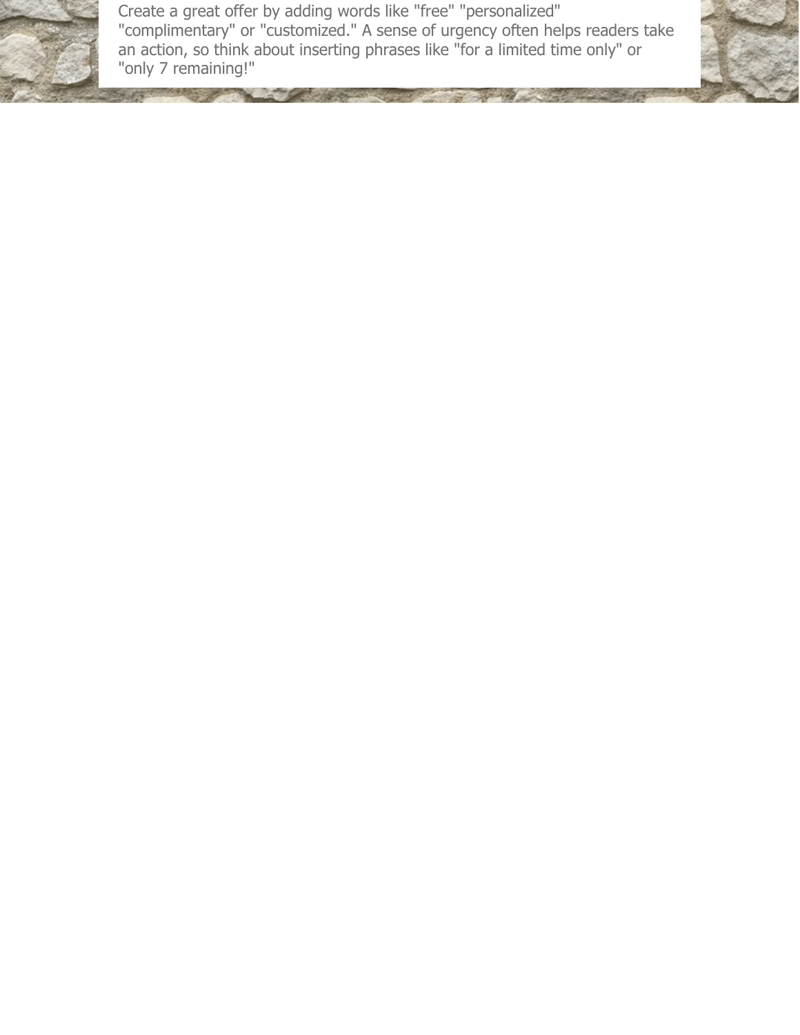Create a great offer by adding words like "free" "personalized" "complimentary" or "customized." A sense of urgency often helps readers take an action, so think about inserting phrases like "for a limited time only" or "only 7 remaining!"